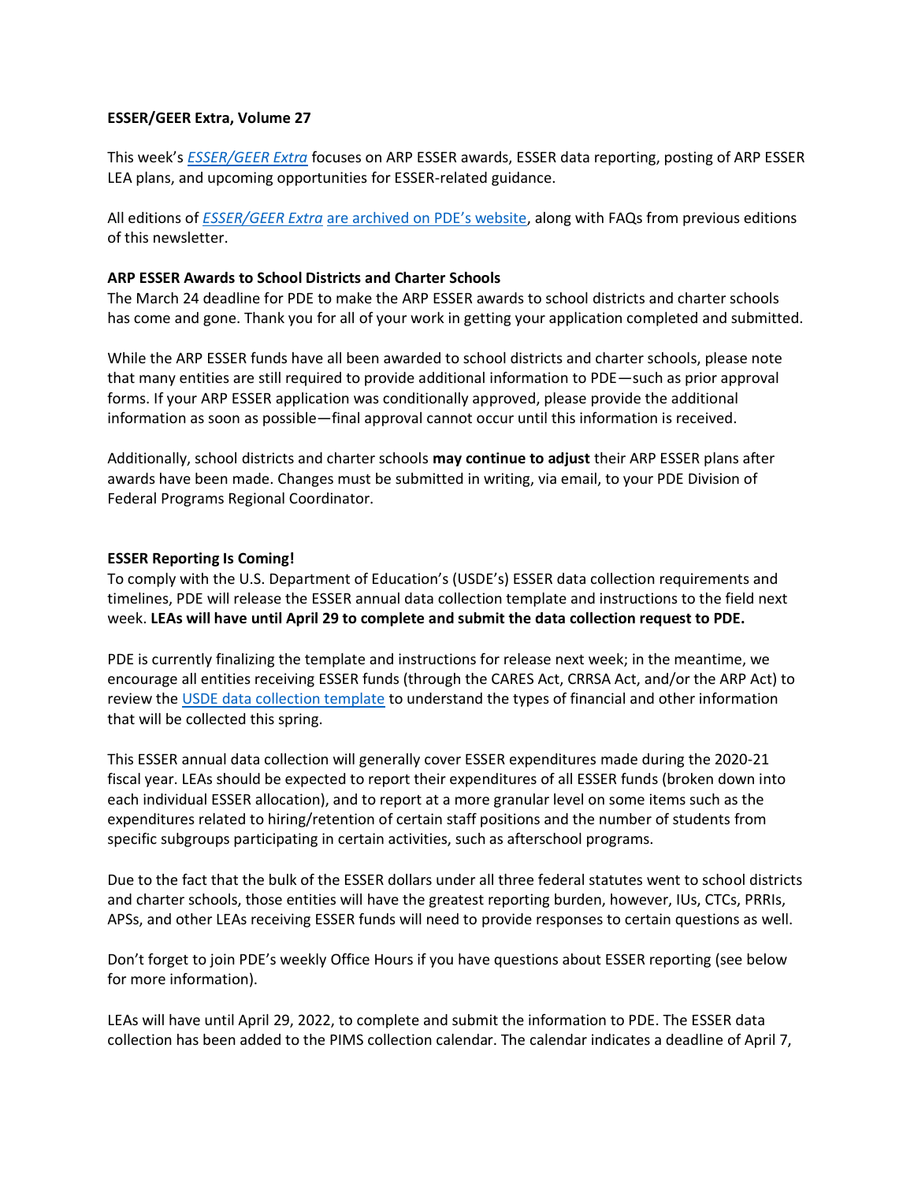**ESSER/GEER Extra, Volume 27**

This week's *ESSER/GEER Extra* focuses on ARP ESSER awards, ESSER data reporting, posting of ARP ESSER LEA plans, and upcoming opportunities for ESSER-related guidance.

All editions of *ESSER/GEER Extra* are archived on PDE's website, along with FAQs from previous editions of this newsletter.

**ARP ESSER Awards to School Districts and Charter Schools**

The March 24 deadline for PDE to make the ARP ESSER awards to school districts and charter schools has come and gone. Thank you for all of your work in getting your application completed and submitted.

While the ARP ESSER funds have all been awarded to school districts and charter schools, please note that many entities are still required to provide additional information to PDE—such as prior approval forms. If your ARP ESSER application was conditionally approved, please provide the additional information as soon as possible—final approval cannot occur until this information is received.

Additionally, school districts and charter schools **may continue to adjust** their ARP ESSER plans after awards have been made. Changes must be submitted in writing, via email, to your PDE Division of Federal Programs Regional Coordinator.

**ESSER Reporting Is Coming!**

To comply with the U.S. Department of Education's (USDE's) ESSER data collection requirements and timelines, PDE will release the ESSER annual data collection template and instructions to the field next week. **LEAs will have until April 29 to complete and submit the data collection request to PDE.**

PDE is currently finalizing the template and instructions for release next week; in the meantime, we encourage all entities receiving ESSER funds (through the CARES Act, CRRSA Act, and/or the ARP Act) to review the USDE data collection template to understand the types of financial and other information that will be collected this spring.

This ESSER annual data collection will generally cover ESSER expenditures made during the 2020-21 fiscal year. LEAs should be expected to report their expenditures of all ESSER funds (broken down into each individual ESSER allocation), and to report at a more granular level on some items such as the expenditures related to hiring/retention of certain staff positions and the number of students from specific subgroups participating in certain activities, such as afterschool programs.

Due to the fact that the bulk of the ESSER dollars under all three federal statutes went to school districts and charter schools, those entities will have the greatest reporting burden, however, IUs, CTCs, PRRIs, APSs, and other LEAs receiving ESSER funds will need to provide responses to certain questions as well.

Don't forget to join PDE's weekly Office Hours if you have questions about ESSER reporting (see below for more information).

LEAs will have until April 29, 2022, to complete and submit the information to PDE. The ESSER data collection has been added to the PIMS collection calendar. The calendar indicates a deadline of April 7,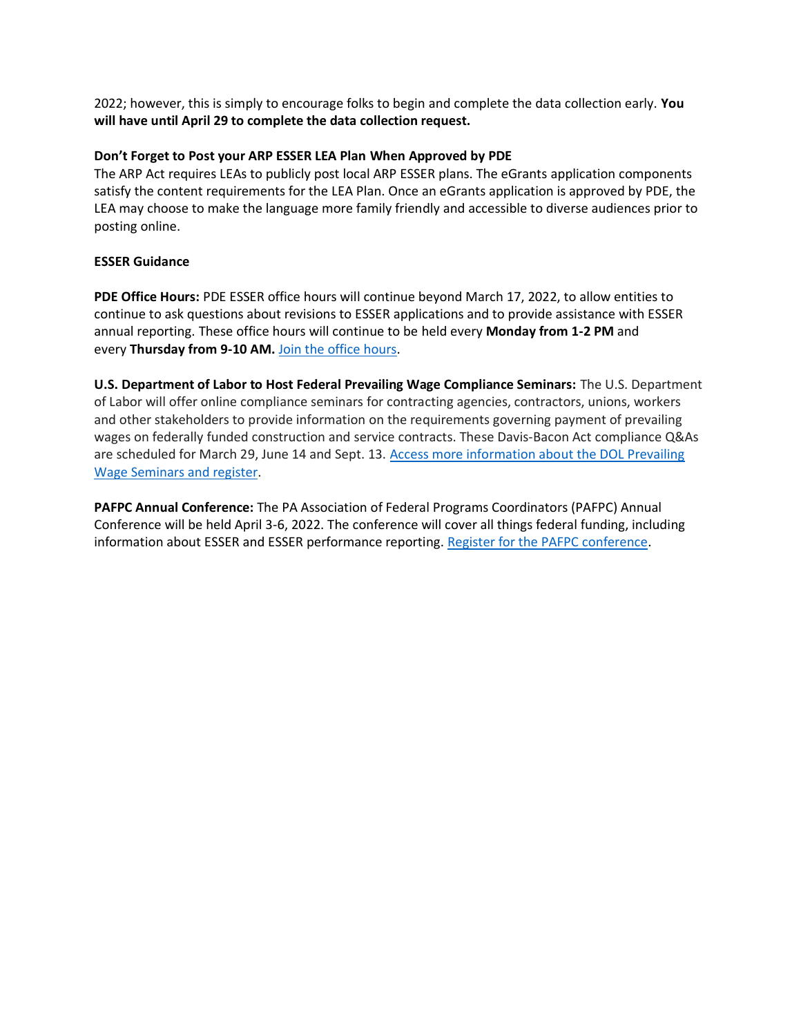2022; however, this is simply to encourage folks to begin and complete the data collection early. **You will have until April 29 to complete the data collection request.**

**Don't Forget to Post your ARP ESSER LEA Plan When Approved by PDE**

The ARP Act requires LEAs to publicly post local ARP ESSER plans. The eGrants application components satisfy the content requirements for the LEA Plan. Once an eGrants application is approved by PDE, the LEA may choose to make the language more family friendly and accessible to diverse audiences prior to posting online.

**ESSER Guidance**

**PDE Office Hours:** PDE ESSER office hours will continue beyond March 17, 2022, to allow entities to continue to ask questions about revisions to ESSER applications and to provide assistance with ESSER annual reporting. These office hours will continue to be held every **Monday from 1-2 PM** and every **Thursday from 9-10 AM.** Join the office hours.

**U.S. Department of Labor to Host Federal Prevailing Wage Compliance Seminars:** The U.S. Department of Labor will offer online compliance seminars for contracting agencies, contractors, unions, workers and other stakeholders to provide information on the requirements governing payment of prevailing wages on federally funded construction and service contracts. These Davis-Bacon Act compliance Q&As are scheduled for March 29, June 14 and Sept. 13. Access more information about the DOL Prevailing Wage Seminars and register.

**PAFPC Annual Conference:** The PA Association of Federal Programs Coordinators (PAFPC) Annual Conference will be held April 3-6, 2022. The conference will cover all things federal funding, including information about ESSER and ESSER performance reporting. Register for the PAFPC conference.